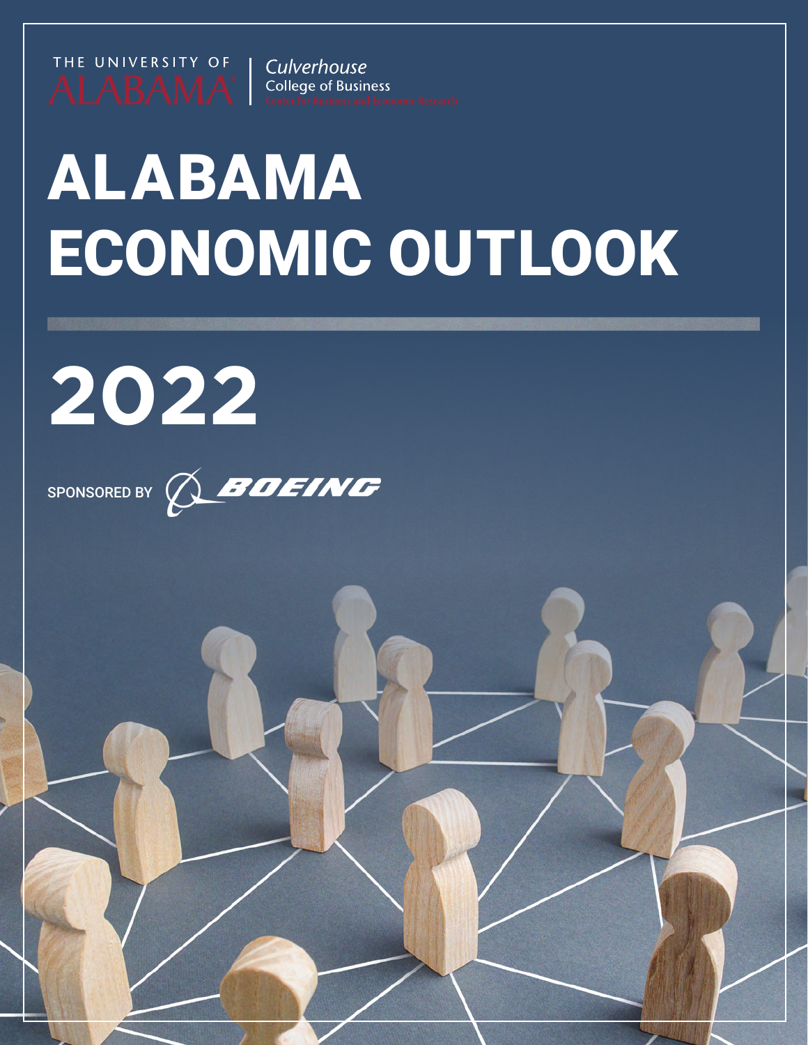THE UNIVERSITY OF ALABAMA | Culverhouse College of Business
Center for Business and Economic Research

# ALABAMA ECONOMIC OUTLOOK

# 2022

SPONSORED BY BOEING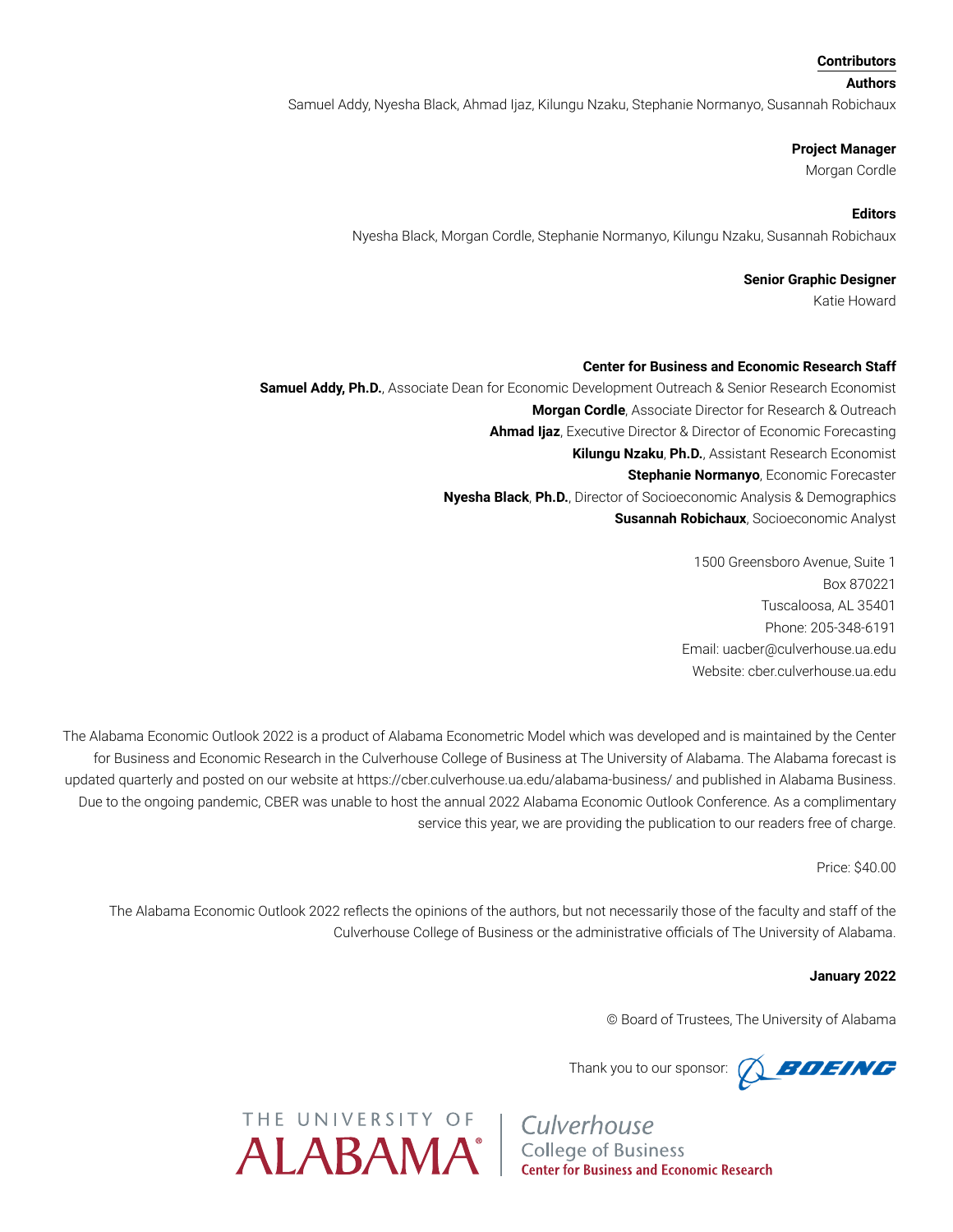## Contributors

**Authors**

Samuel Addy, Nyesha Black, Ahmad Ijaz, Kilungu Nzaku, Stephanie Normanyo, Susannah Robichaux

**Project Manager**

Morgan Cordle

**Editors**

Nyesha Black, Morgan Cordle, Stephanie Normanyo, Kilungu Nzaku, Susannah Robichaux

**Senior Graphic Designer**

Katie Howard

**Center for Business and Economic Research Staff**

**Samuel Addy, Ph.D.**, Associate Dean for Economic Development Outreach & Senior Research Economist
**Morgan Cordle**, Associate Director for Research & Outreach
**Ahmad Ijaz**, Executive Director & Director of Economic Forecasting
**Kilungu Nzaku**, **Ph.D.**, Assistant Research Economist
**Stephanie Normanyo**, Economic Forecaster
**Nyesha Black**, **Ph.D.**, Director of Socioeconomic Analysis & Demographics
**Susannah Robichaux**, Socioeconomic Analyst

1500 Greensboro Avenue, Suite 1
Box 870221
Tuscaloosa, AL 35401
Phone: 205-348-6191
Email: uacber@culverhouse.ua.edu
Website: cber.culverhouse.ua.edu

The Alabama Economic Outlook 2022 is a product of Alabama Econometric Model which was developed and is maintained by the Center for Business and Economic Research in the Culverhouse College of Business at The University of Alabama. The Alabama forecast is updated quarterly and posted on our website at https://cber.culverhouse.ua.edu/alabama-business/ and published in Alabama Business. Due to the ongoing pandemic, CBER was unable to host the annual 2022 Alabama Economic Outlook Conference. As a complimentary service this year, we are providing the publication to our readers free of charge.

Price: $40.00

The Alabama Economic Outlook 2022 reflects the opinions of the authors, but not necessarily those of the faculty and staff of the Culverhouse College of Business or the administrative officials of The University of Alabama.

**January 2022**

© Board of Trustees, The University of Alabama

Thank you to our sponsor: BOEING

THE UNIVERSITY OF ALABAMA® | Culverhouse College of Business
Center for Business and Economic Research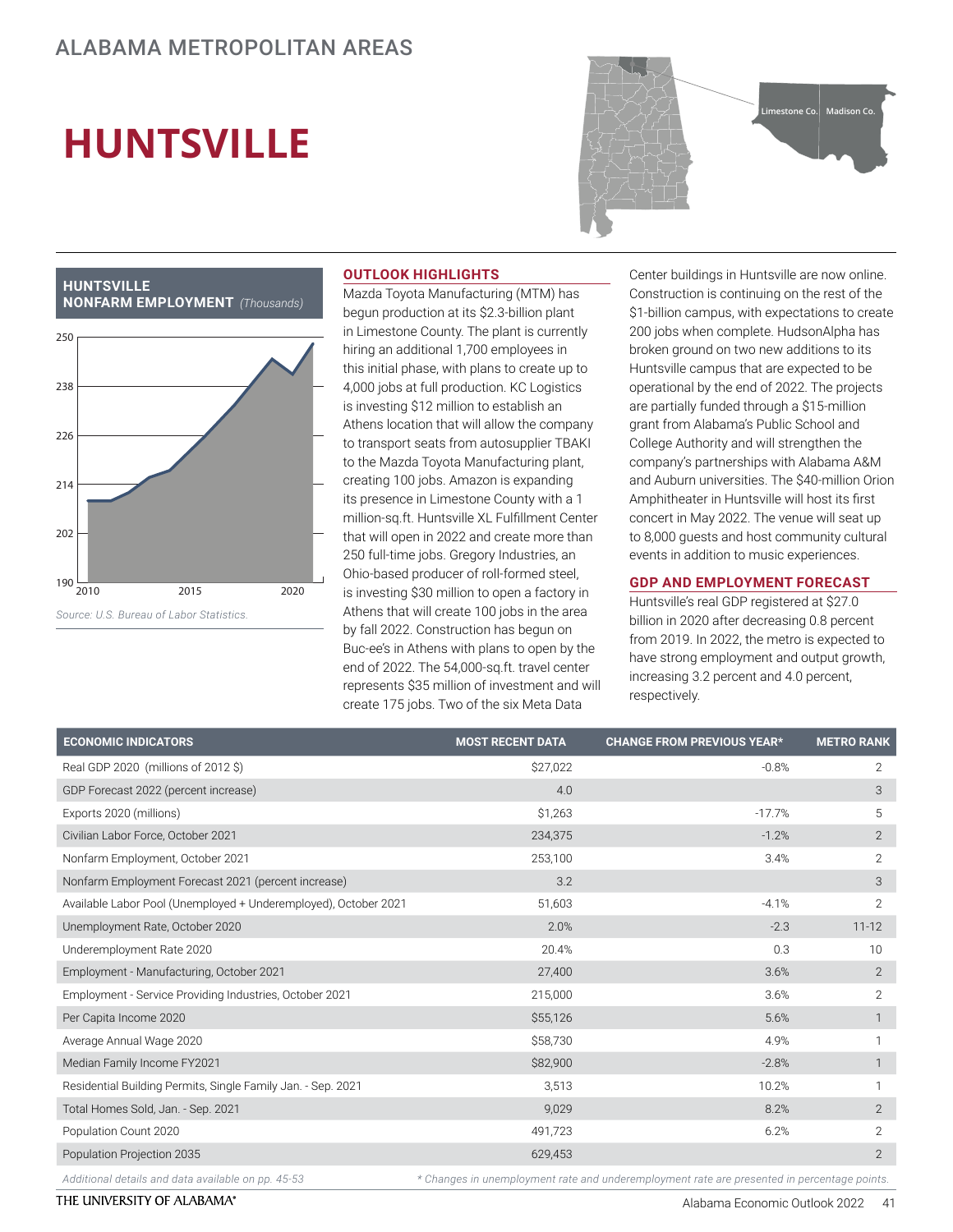ALABAMA METROPOLITAN AREAS

# HUNTSVILLE

Limestone Co. Madison Co.

## HUNTSVILLE NONFARM EMPLOYMENT *(Thousands)*

250
238
226
214
202
190
2010
2015
2020

*Source: U.S. Bureau of Labor Statistics.*

## OUTLOOK HIGHLIGHTS

Mazda Toyota Manufacturing (MTM) has begun production at its $2.3-billion plant in Limestone County. The plant is currently hiring an additional 1,700 employees in this initial phase, with plans to create up to 4,000 jobs at full production. KC Logistics is investing $12 million to establish an Athens location that will allow the company to transport seats from autosupplier TBAKI to the Mazda Toyota Manufacturing plant, creating 100 jobs. Amazon is expanding its presence in Limestone County with a 1 million-sq.ft. Huntsville XL Fulfillment Center that will open in 2022 and create more than 250 full-time jobs. Gregory Industries, an Ohio-based producer of roll-formed steel, is investing $30 million to open a factory in Athens that will create 100 jobs in the area by fall 2022. Construction has begun on Buc-ee's in Athens with plans to open by the end of 2022. The 54,000-sq.ft. travel center represents $35 million of investment and will create 175 jobs. Two of the six Meta Data Center buildings in Huntsville are now online. Construction is continuing on the rest of the $1-billion campus, with expectations to create 200 jobs when complete. HudsonAlpha has broken ground on two new additions to its Huntsville campus that are expected to be operational by the end of 2022. The projects are partially funded through a $15-million grant from Alabama's Public School and College Authority and will strengthen the company's partnerships with Alabama A&M and Auburn universities. The $40-million Orion Amphitheater in Huntsville will host its first concert in May 2022. The venue will seat up to 8,000 guests and host community cultural events in addition to music experiences.

## GDP AND EMPLOYMENT FORECAST

Huntsville's real GDP registered at $27.0 billion in 2020 after decreasing 0.8 percent from 2019. In 2022, the metro is expected to have strong employment and output growth, increasing 3.2 percent and 4.0 percent, respectively.

| ECONOMIC INDICATORS | MOST RECENT DATA | CHANGE FROM PREVIOUS YEAR* | METRO RANK |
|---|---|---|---|
| Real GDP 2020 (millions of 2012 $) | $27,022 | -0.8% | 2 |
| GDP Forecast 2022 (percent increase) | 4.0 | | 3 |
| Exports 2020 (millions) | $1,263 | -17.7% | 5 |
| Civilian Labor Force, October 2021 | 234,375 | -1.2% | 2 |
| Nonfarm Employment, October 2021 | 253,100 | 3.4% | 2 |
| Nonfarm Employment Forecast 2021 (percent increase) | 3.2 | | 3 |
| Available Labor Pool (Unemployed + Underemployed), October 2021 | 51,603 | -4.1% | 2 |
| Unemployment Rate, October 2020 | 2.0% | -2.3 | 11-12 |
| Underemployment Rate 2020 | 20.4% | 0.3 | 10 |
| Employment - Manufacturing, October 2021 | 27,400 | 3.6% | 2 |
| Employment - Service Providing Industries, October 2021 | 215,000 | 3.6% | 2 |
| Per Capita Income 2020 | $55,126 | 5.6% | 1 |
| Average Annual Wage 2020 | $58,730 | 4.9% | 1 |
| Median Family Income FY2021 | $82,900 | -2.8% | 1 |
| Residential Building Permits, Single Family Jan. - Sep. 2021 | 3,513 | 10.2% | 1 |
| Total Homes Sold, Jan. - Sep. 2021 | 9,029 | 8.2% | 2 |
| Population Count 2020 | 491,723 | 6.2% | 2 |
| Population Projection 2035 | 629,453 | | 2 |

*Additional details and data available on pp. 45-53*

** Changes in unemployment rate and underemployment rate are presented in percentage points.*